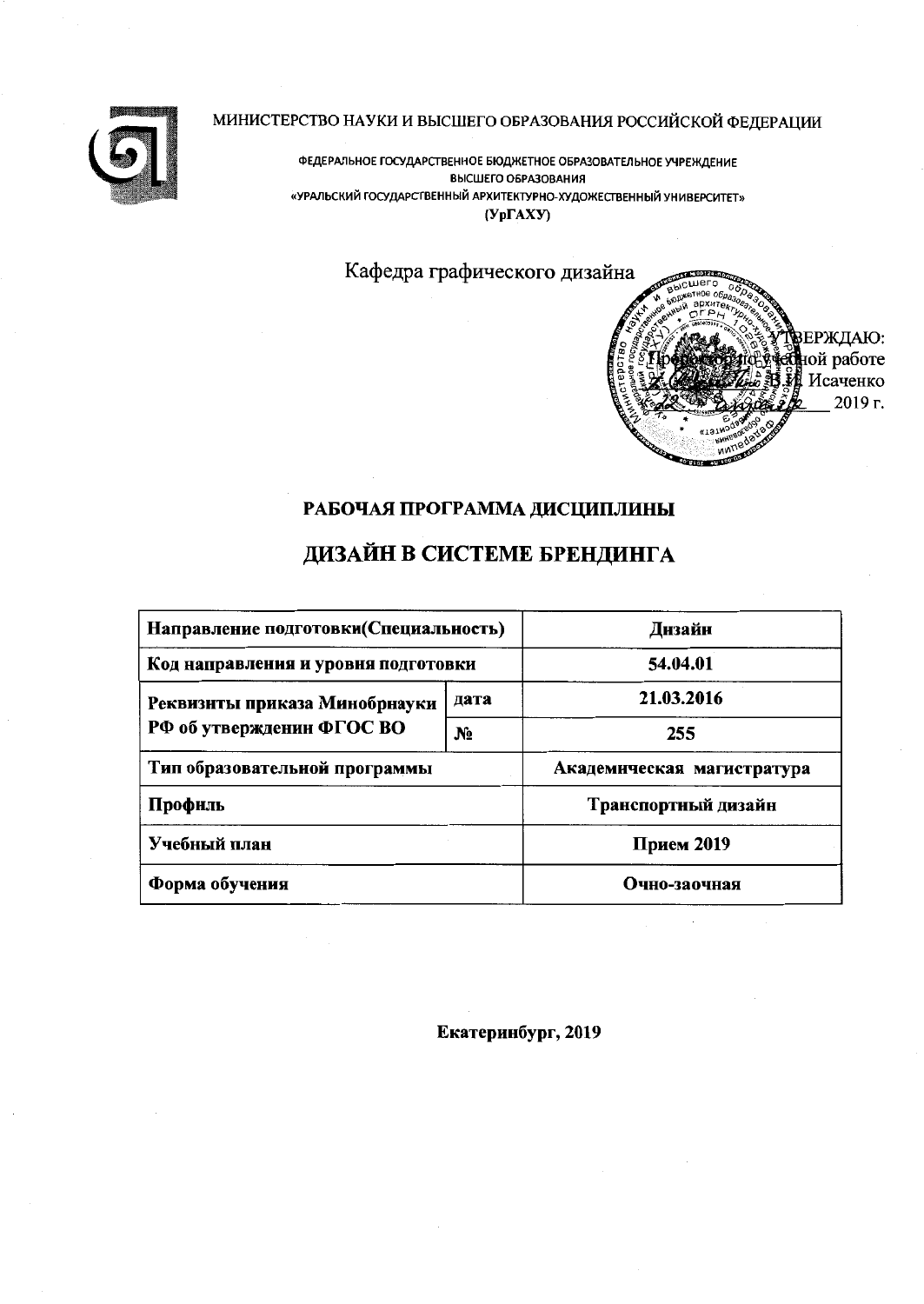МИНИСТЕРСТВО НАУКИ И ВЫСШЕГО ОБРАЗОВАНИЯ РОССИЙСКОЙ ФЕДЕРАЦИИ

ФЕДЕРАЛЬНОЕ ГОСУДАРСТВЕННОЕ БЮДЖЕТНОЕ ОБРАЗОВАТЕЛЬНОЕ УЧРЕЖДЕНИЕ
ВЫСШЕГО ОБРАЗОВАНИЯ
«УРАЛЬСКИЙ ГОСУДАРСТВЕННЫЙ АРХИТЕКТУРНО-ХУДОЖЕСТВЕННЫЙ УНИВЕРСИТЕТ»
(УрГАХУ)

Кафедра графического дизайна

УТВЕРЖДАЮ:
Проректор по учебной работе
В.И. Исаченко
2019 г.

# РАБОЧАЯ ПРОГРАММА ДИСЦИПЛИНЫ

# ДИЗАЙН В СИСТЕМЕ БРЕНДИНГА

| Направление подготовки(Специальность) | | Дизайн |
|---|---|---|
| Код направления и уровня подготовки | | 54.04.01 |
| Реквизиты приказа Минобрнауки РФ об утверждении ФГОС ВО | дата | 21.03.2016 |
| | № | 255 |
| Тип образовательной программы | | Академическая магистратура |
| Профиль | | Транспортный дизайн |
| Учебный план | | Прием 2019 |
| Форма обучения | | Очно-заочная |

Екатеринбург, 2019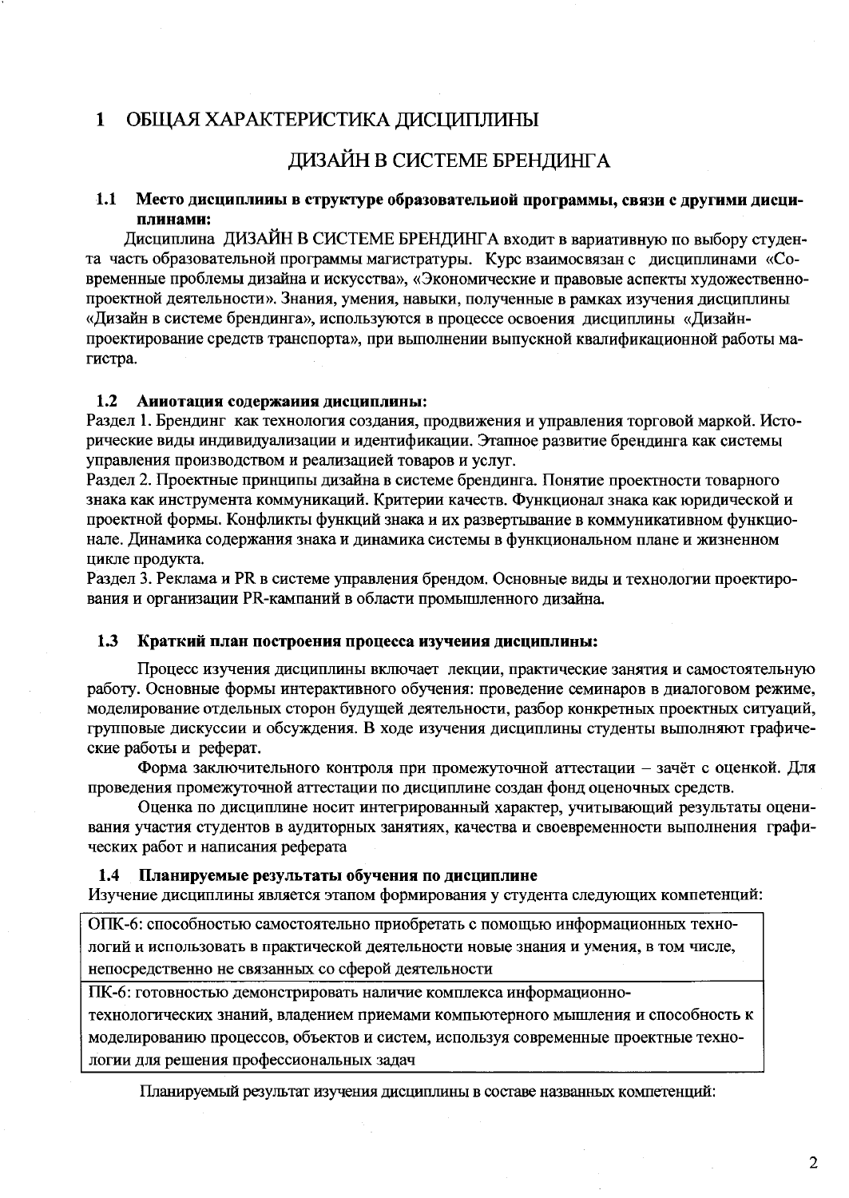# 1 ОБЩАЯ ХАРАКТЕРИСТИКА ДИСЦИПЛИНЫ

## ДИЗАЙН В СИСТЕМЕ БРЕНДИНГА

### 1.1 Место дисциплины в структуре образовательной программы, связи с другими дисциплинами:

Дисциплина ДИЗАЙН В СИСТЕМЕ БРЕНДИНГА входит в вариативную по выбору студента часть образовательной программы магистратуры. Курс взаимосвязан с дисциплинами «Современные проблемы дизайна и искусства», «Экономические и правовые аспекты художественно-проектной деятельности». Знания, умения, навыки, полученные в рамках изучения дисциплины «Дизайн в системе брендинга», используются в процессе освоения дисциплины «Дизайн-проектирование средств транспорта», при выполнении выпускной квалификационной работы магистра.

### 1.2 Аннотация содержания дисциплины:

Раздел 1. Брендинг как технология создания, продвижения и управления торговой маркой. Исторические виды индивидуализации и идентификации. Этапное развитие брендинга как системы управления производством и реализацией товаров и услуг.

Раздел 2. Проектные принципы дизайна в системе брендинга. Понятие проектности товарного знака как инструмента коммуникаций. Критерии качеств. Функционал знака как юридической и проектной формы. Конфликты функций знака и их развертывание в коммуникативном функционале. Динамика содержания знака и динамика системы в функциональном плане и жизненном цикле продукта.

Раздел 3. Реклама и PR в системе управления брендом. Основные виды и технологии проектирования и организации PR-кампаний в области промышленного дизайна.

### 1.3 Краткий план построения процесса изучения дисциплины:

Процесс изучения дисциплины включает лекции, практические занятия и самостоятельную работу. Основные формы интерактивного обучения: проведение семинаров в диалоговом режиме, моделирование отдельных сторон будущей деятельности, разбор конкретных проектных ситуаций, групповые дискуссии и обсуждения. В ходе изучения дисциплины студенты выполняют графические работы и реферат.

Форма заключительного контроля при промежуточной аттестации – зачёт с оценкой. Для проведения промежуточной аттестации по дисциплине создан фонд оценочных средств.

Оценка по дисциплине носит интегрированный характер, учитывающий результаты оценивания участия студентов в аудиторных занятиях, качества и своевременности выполнения графических работ и написания реферата

### 1.4 Планируемые результаты обучения по дисциплине

Изучение дисциплины является этапом формирования у студента следующих компетенций:

| |
|---|
| ОПК-6: способностью самостоятельно приобретать с помощью информационных технологий и использовать в практической деятельности новые знания и умения, в том числе, непосредственно не связанных со сферой деятельности |
| ПК-6: готовностью демонстрировать наличие комплекса информационно-технологических знаний, владением приемами компьютерного мышления и способность к моделированию процессов, объектов и систем, используя современные проектные технологии для решения профессиональных задач |

Планируемый результат изучения дисциплины в составе названных компетенций: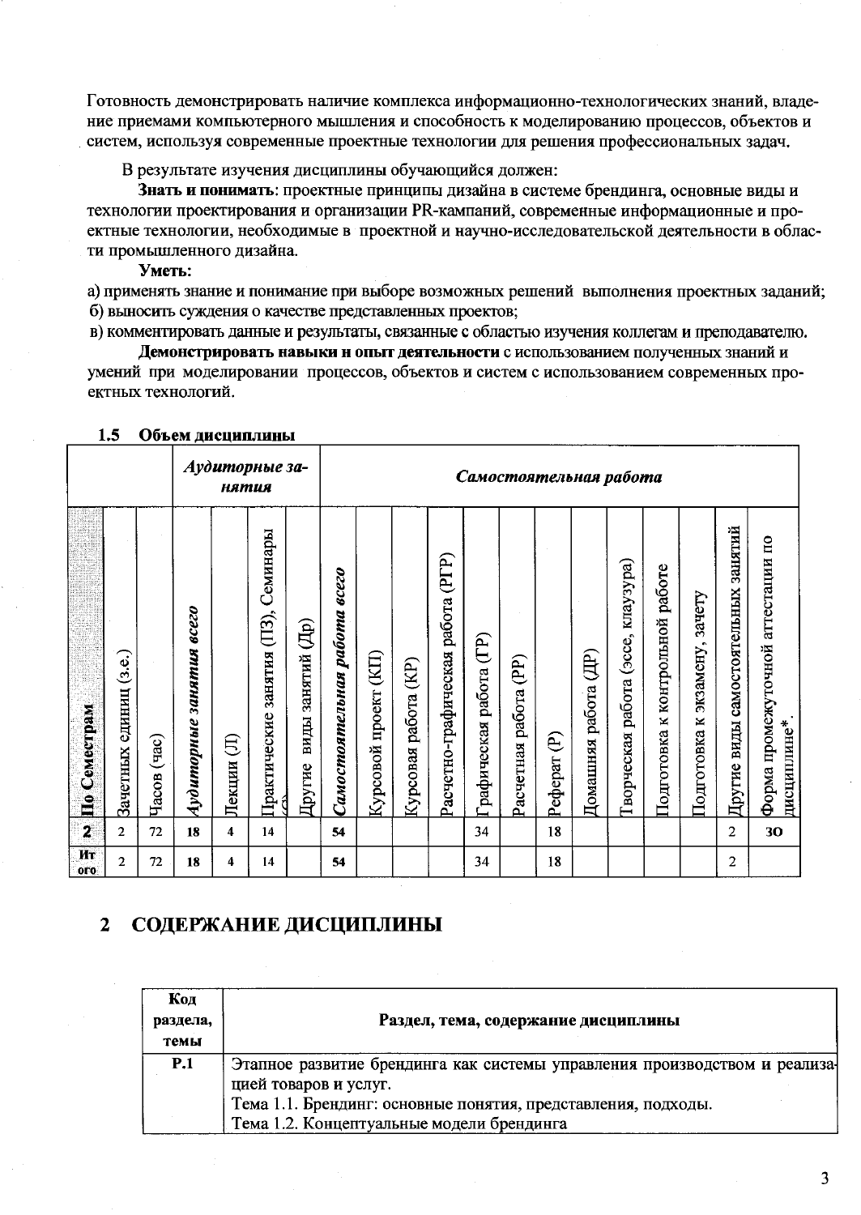Готовность демонстрировать наличие комплекса информационно-технологических знаний, владение приемами компьютерного мышления и способность к моделированию процессов, объектов и систем, используя современные проектные технологии для решения профессиональных задач.

В результате изучения дисциплины обучающийся должен:

**Знать и понимать**: проектные принципы дизайна в системе брендинга, основные виды и технологии проектирования и организации PR-кампаний, современные информационные и проектные технологии, необходимые в проектной и научно-исследовательской деятельности в области промышленного дизайна.

**Уметь:**

а) применять знание и понимание при выборе возможных решений выполнения проектных заданий;
б) выносить суждения о качестве представленных проектов;
в) комментировать данные и результаты, связанные с областью изучения коллегам и преподавателю.

**Демонстрировать навыки и опыт деятельности** с использованием полученных знаний и умений при моделировании процессов, объектов и систем с использованием современных проектных технологий.

### 1.5 Объем дисциплины

| | | | *Аудиторные занятия* | | | | *Самостоятельная работа* | | | | | | | | | | | | | |
|---|---|---|---|---|---|---|---|---|---|---|---|---|---|---|---|---|---|---|---|---|
| **По Семестрам** | Зачетных единиц (з.е.) | Часов (час) | *Аудиторные занятия всего* | Лекции (Л) | Практические занятия (ПЗ), Семинары (С) | Другие виды занятий (Др) | *Самостоятельная работа всего* | Курсовой проект (КП) | Курсовая работа (КР) | Расчетно-графическая работа (РГР) | Графическая работа (ГР) | Расчетная работа (РР) | Реферат (Р) | Домашняя работа (ДР) | Творческая работа (эссе, клаузура) | Подготовка к контрольной работе | Подготовка к экзамену, зачету | Другие виды самостоятельных занятий | Форма промежуточной аттестации по дисциплине*. |
| **2** | 2 | 72 | **18** | 4 | 14 | | **54** | | | | 34 | | 18 | | | | | 2 | **ЗО** |
| **Итого** | 2 | 72 | **18** | 4 | 14 | | **54** | | | | 34 | | 18 | | | | | 2 | |

## 2 СОДЕРЖАНИЕ ДИСЦИПЛИНЫ

| Код раздела, темы | Раздел, тема, содержание дисциплины |
|---|---|
| **Р.1** | Этапное развитие брендинга как системы управления производством и реализацией товаров и услуг.<br>Тема 1.1. Брендинг: основные понятия, представления, подходы.<br>Тема 1.2. Концептуальные модели брендинга |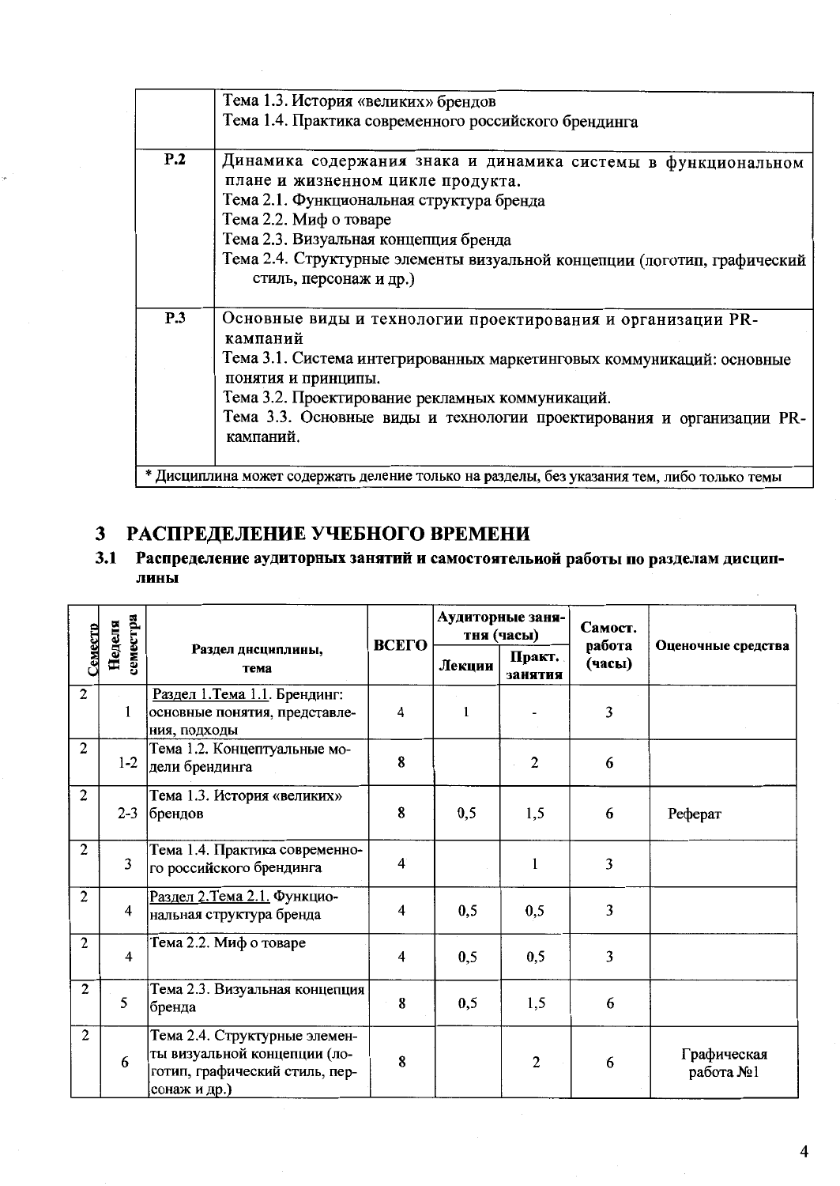| | |
|---|---|
| | Тема 1.3. История «великих» брендов<br>Тема 1.4. Практика современного российского брендинга |
| **Р.2** | Динамика содержания знака и динамика системы в функциональном плане и жизненном цикле продукта.<br>Тема 2.1. Функциональная структура бренда<br>Тема 2.2. Миф о товаре<br>Тема 2.3. Визуальная концепция бренда<br>Тема 2.4. Структурные элементы визуальной концепции (логотип, графический стиль, персонаж и др.) |
| **Р.3** | Основные виды и технологии проектирования и организации PR-кампаний<br>Тема 3.1. Система интегрированных маркетинговых коммуникаций: основные понятия и принципы.<br>Тема 3.2. Проектирование рекламных коммуникаций.<br>Тема 3.3. Основные виды и технологии проектирования и организации PR-кампаний. |
| * Дисциплина может содержать деление только на разделы, без указания тем, либо только темы | |

# 3 РАСПРЕДЕЛЕНИЕ УЧЕБНОГО ВРЕМЕНИ

## 3.1 Распределение аудиторных занятий и самостоятельной работы по разделам дисциплины

| Семестр | Неделя семестра | Раздел дисциплины, тема | ВСЕГО | Аудиторные занятия (часы) | | Самост. работа (часы) | Оценочные средства |
|---|---|---|---|---|---|---|---|
| | | | | Лекции | Практ. занятия | | |
| 2 | 1 | Раздел 1.Тема 1.1. Брендинг: основные понятия, представления, подходы | 4 | 1 | - | 3 | |
| 2 | 1-2 | Тема 1.2. Концептуальные модели брендинга | 8 | | 2 | 6 | |
| 2 | 2-3 | Тема 1.3. История «великих» брендов | 8 | 0,5 | 1,5 | 6 | Реферат |
| 2 | 3 | Тема 1.4. Практика современного российского брендинга | 4 | | 1 | 3 | |
| 2 | 4 | Раздел 2.Тема 2.1. Функциональная структура бренда | 4 | 0,5 | 0,5 | 3 | |
| 2 | 4 | Тема 2.2. Миф о товаре | 4 | 0,5 | 0,5 | 3 | |
| 2 | 5 | Тема 2.3. Визуальная концепция бренда | 8 | 0,5 | 1,5 | 6 | |
| 2 | 6 | Тема 2.4. Структурные элементы визуальной концепции (логотип, графический стиль, персонаж и др.) | 8 | | 2 | 6 | Графическая работа №1 |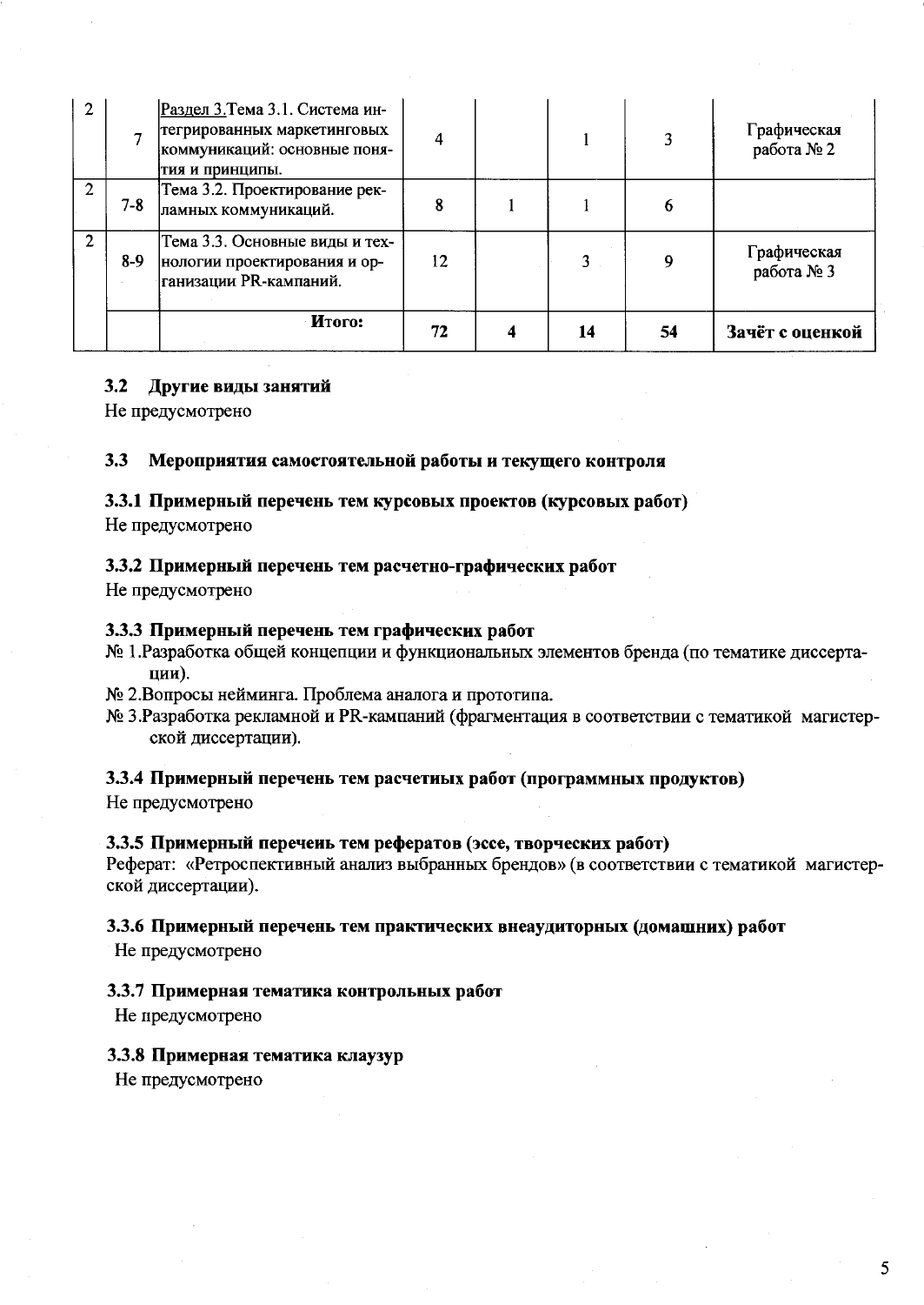| 2 | 7 | Раздел 3.Тема 3.1. Система интегрированных маркетинговых коммуникаций: основные понятия и принципы. | 4 | | 1 | 3 | Графическая работа № 2 |
|---|---|---|---|---|---|---|---|
| 2 | 7-8 | Тема 3.2. Проектирование рекламных коммуникаций. | 8 | 1 | 1 | 6 | |
| 2 | 8-9 | Тема 3.3. Основные виды и технологии проектирования и организации PR-кампаний. | 12 | | 3 | 9 | Графическая работа № 3 |
| | | **Итого:** | **72** | **4** | **14** | **54** | **Зачёт с оценкой** |

### 3.2 Другие виды занятий

Не предусмотрено

### 3.3 Мероприятия самостоятельной работы и текущего контроля

#### 3.3.1 Примерный перечень тем курсовых проектов (курсовых работ)

Не предусмотрено

#### 3.3.2 Примерный перечень тем расчетно-графических работ

Не предусмотрено

#### 3.3.3 Примерный перечень тем графических работ

№ 1.Разработка общей концепции и функциональных элементов бренда (по тематике диссертации).

№ 2.Вопросы нейминга. Проблема аналога и прототипа.

№ 3.Разработка рекламной и PR-кампаний (фрагментация в соответствии с тематикой магистерской диссертации).

#### 3.3.4 Примерный перечень тем расчетных работ (программных продуктов)

Не предусмотрено

#### 3.3.5 Примерный перечень тем рефератов (эссе, творческих работ)

Реферат: «Ретроспективный анализ выбранных брендов» (в соответствии с тематикой магистерской диссертации).

#### 3.3.6 Примерный перечень тем практических внеаудиторных (домашних) работ

Не предусмотрено

#### 3.3.7 Примерная тематика контрольных работ

Не предусмотрено

#### 3.3.8 Примерная тематика клаузур

Не предусмотрено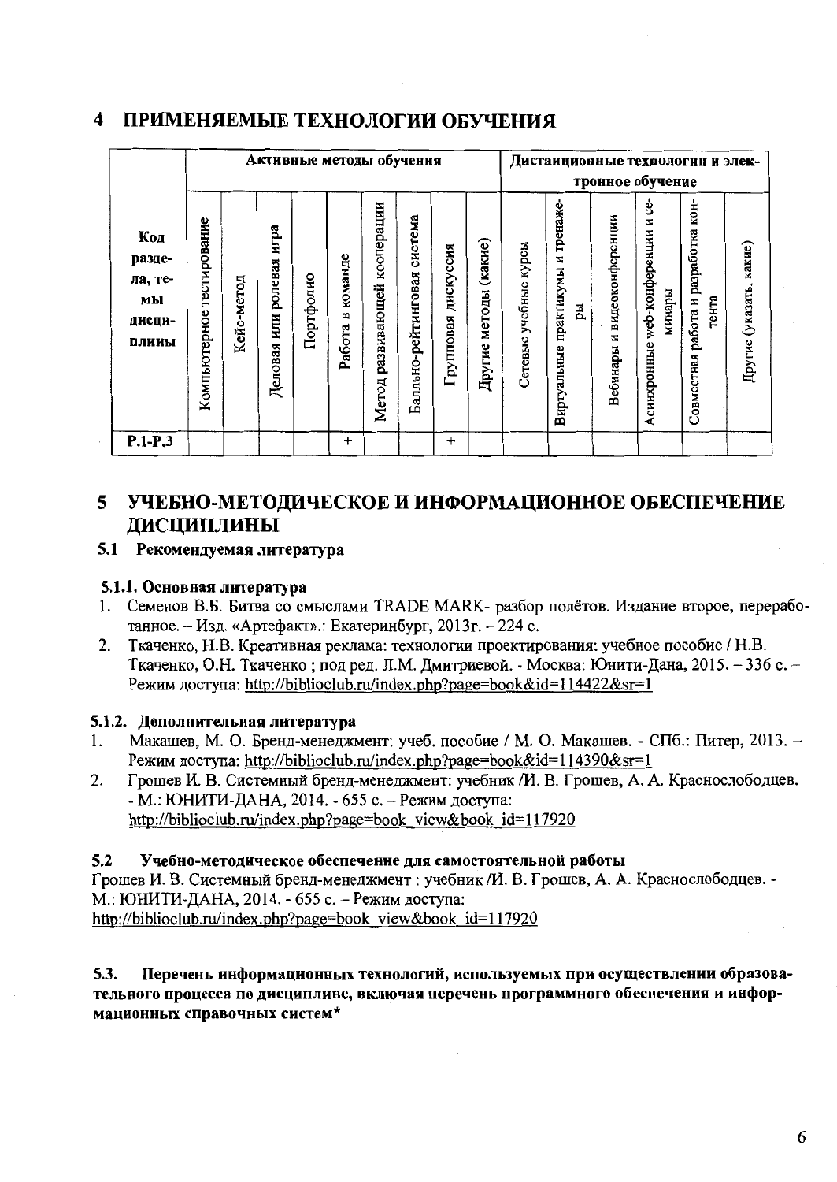## 4 ПРИМЕНЯЕМЫЕ ТЕХНОЛОГИИ ОБУЧЕНИЯ

| Код раздела, темы дисциплины | Активные методы обучения | | | | | | | | | Дистанционные технологии и электронное обучение | | | | | |
|---|---|---|---|---|---|---|---|---|---|---|---|---|---|---|---|
| | Компьютерное тестирование | Кейс-метод | Деловая или ролевая игра | Портфолио | Работа в команде | Метод развивающей кооперации | Балльно-рейтинговая система | Групповая дискуссия | Другие методы (какие) | Сетевые учебные курсы | Виртуальные практикумы и тренажеры | Вебинары и видеоконференции | Асинхронные web-конференции и семинары | Совместная работа и разработка контента | Другие (указать, какие) |
| Р.1-Р.3 | | | | | + | | | + | | | | | | | |

## 5 УЧЕБНО-МЕТОДИЧЕСКОЕ И ИНФОРМАЦИОННОЕ ОБЕСПЕЧЕНИЕ ДИСЦИПЛИНЫ

### 5.1 Рекомендуемая литература

#### 5.1.1. Основная литература

1. Семенов В.Б. Битва со смыслами TRADE MARK- разбор полётов. Издание второе, переработанное. – Изд. «Артефакт».: Екатеринбург, 2013г. – 224 с.
2. Ткаченко, Н.В. Креативная реклама: технологии проектирования: учебное пособие / Н.В. Ткаченко, О.Н. Ткаченко ; под ред. Л.М. Дмитриевой. - Москва: Юнити-Дана, 2015. – 336 с. – Режим доступа: http://biblioclub.ru/index.php?page=book&id=114422&sr=1

#### 5.1.2. Дополнительная литература

1. Макашев, М. О. Бренд-менеджмент: учеб. пособие / М. О. Макашев. - СПб.: Питер, 2013. – Режим доступа: http://biblioclub.ru/index.php?page=book&id=114390&sr=1
2. Грошев И. В. Системный бренд-менеджмент: учебник /И. В. Грошев, А. А. Краснослободцев. - М.: ЮНИТИ-ДАНА, 2014. - 655 с. – Режим доступа: http://biblioclub.ru/index.php?page=book_view&book_id=117920

### 5.2 Учебно-методическое обеспечение для самостоятельной работы

Грошев И. В. Системный бренд-менеджмент : учебник /И. В. Грошев, А. А. Краснослободцев. - М.: ЮНИТИ-ДАНА, 2014. - 655 с. – Режим доступа: http://biblioclub.ru/index.php?page=book_view&book_id=117920

### 5.3. Перечень информационных технологий, используемых при осуществлении образовательного процесса по дисциплине, включая перечень программного обеспечения и информационных справочных систем*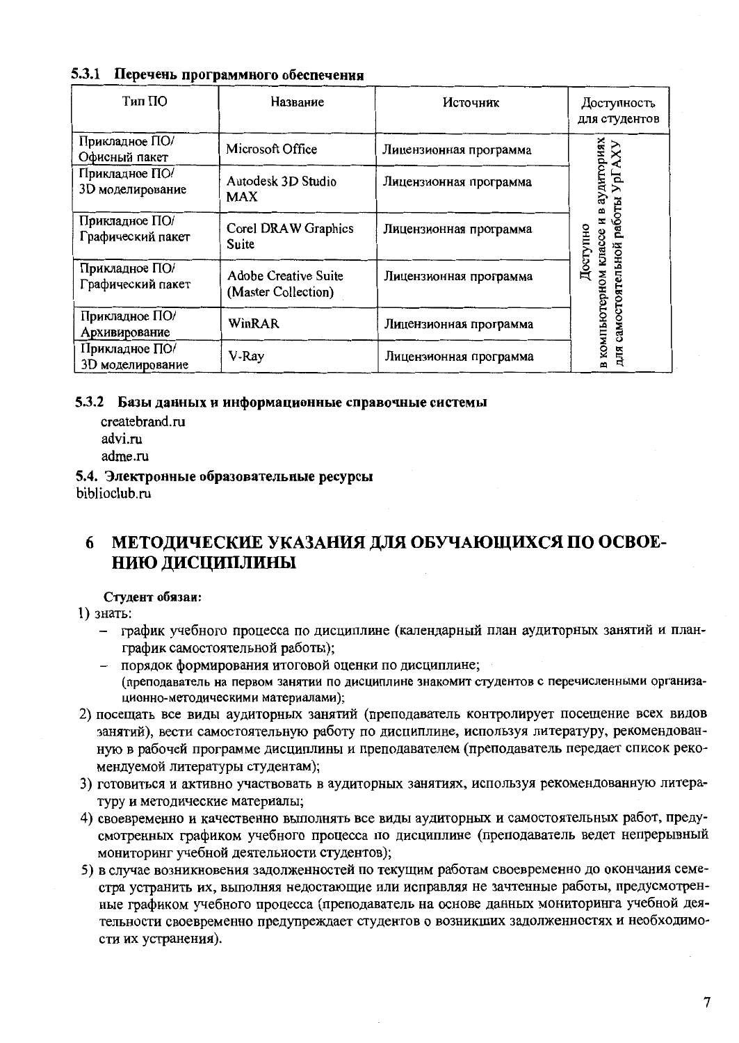### 5.3.1 Перечень программного обеспечения

| Тип ПО | Название | Источник | Доступность для студентов |
|---|---|---|---|
| Прикладное ПО/ Офисный пакет | Microsoft Office | Лицензионная программа | Доступно в компьютерном классе и в аудиториях для самостоятельной работы УрГАХУ |
| Прикладное ПО/ 3D моделирование | Autodesk 3D Studio MAX | Лицензионная программа | |
| Прикладное ПО/ Графический пакет | Corel DRAW Graphics Suite | Лицензионная программа | |
| Прикладное ПО/ Графический пакет | Adobe Creative Suite (Master Collection) | Лицензионная программа | |
| Прикладное ПО/ Архивирование | WinRAR | Лицензионная программа | |
| Прикладное ПО/ 3D моделирование | V-Ray | Лицензионная программа | |

### 5.3.2 Базы данных и информационные справочные системы

createbrand.ru
advi.ru
adme.ru

### 5.4. Электронные образовательные ресурсы

biblioclub.ru

# 6 МЕТОДИЧЕСКИЕ УКАЗАНИЯ ДЛЯ ОБУЧАЮЩИХСЯ ПО ОСВОЕНИЮ ДИСЦИПЛИНЫ

**Студент обязан:**

1) знать:
   - график учебного процесса по дисциплине (календарный план аудиторных занятий и план-график самостоятельной работы);
   - порядок формирования итоговой оценки по дисциплине;
   
   (преподаватель на первом занятии по дисциплине знакомит студентов с перечисленными организационно-методическими материалами);
2) посещать все виды аудиторных занятий (преподаватель контролирует посещение всех видов занятий), вести самостоятельную работу по дисциплине, используя литературу, рекомендованную в рабочей программе дисциплины и преподавателем (преподаватель передает список рекомендуемой литературы студентам);
3) готовиться и активно участвовать в аудиторных занятиях, используя рекомендованную литературу и методические материалы;
4) своевременно и качественно выполнять все виды аудиторных и самостоятельных работ, предусмотренных графиком учебного процесса по дисциплине (преподаватель ведет непрерывный мониторинг учебной деятельности студентов);
5) в случае возникновения задолженностей по текущим работам своевременно до окончания семестра устранить их, выполняя недостающие или исправляя не зачтенные работы, предусмотренные графиком учебного процесса (преподаватель на основе данных мониторинга учебной деятельности своевременно предупреждает студентов о возникших задолженностях и необходимости их устранения).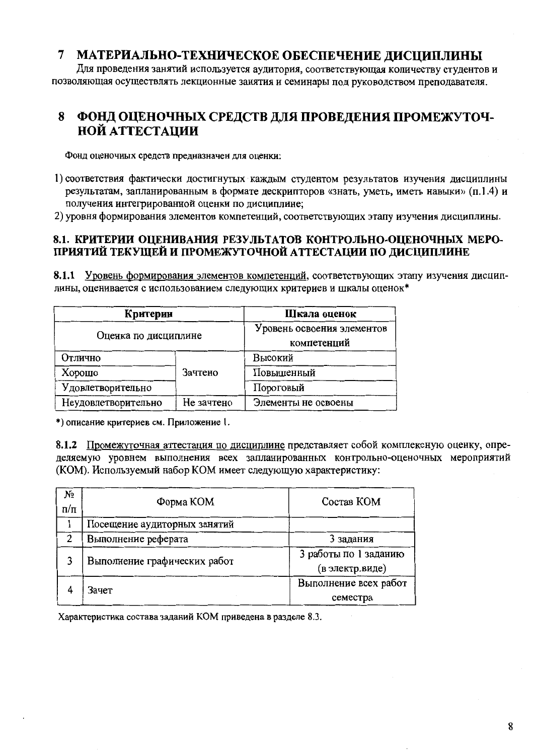# 7 МАТЕРИАЛЬНО-ТЕХНИЧЕСКОЕ ОБЕСПЕЧЕНИЕ ДИСЦИПЛИНЫ

Для проведения занятий используется аудитория, соответствующая количеству студентов и позволяющая осуществлять лекционные занятия и семинары под руководством преподавателя.

# 8 ФОНД ОЦЕНОЧНЫХ СРЕДСТВ ДЛЯ ПРОВЕДЕНИЯ ПРОМЕЖУТОЧНОЙ АТТЕСТАЦИИ

Фонд оценочных средств предназначен для оценки:

1) соответствия фактически достигнутых каждым студентом результатов изучения дисциплины результатам, запланированным в формате дескрипторов «знать, уметь, иметь навыки» (п.1.4) и получения интегрированной оценки по дисциплине;
2) уровня формирования элементов компетенций, соответствующих этапу изучения дисциплины.

## 8.1. КРИТЕРИИ ОЦЕНИВАНИЯ РЕЗУЛЬТАТОВ КОНТРОЛЬНО-ОЦЕНОЧНЫХ МЕРОПРИЯТИЙ ТЕКУЩЕЙ И ПРОМЕЖУТОЧНОЙ АТТЕСТАЦИИ ПО ДИСЦИПЛИНЕ

**8.1.1** Уровень формирования элементов компетенций, соответствующих этапу изучения дисциплины, оценивается с использованием следующих критериев и шкалы оценок*

| Критерии | | Шкала оценок |
|---|---|---|
| Оценка по дисциплине | | Уровень освоения элементов компетенций |
| Отлично | Зачтено | Высокий |
| Хорошо | | Повышенный |
| Удовлетворительно | | Пороговый |
| Неудовлетворительно | Не зачтено | Элементы не освоены |

*) описание критериев см. Приложение 1.

**8.1.2** Промежуточная аттестация по дисциплине представляет собой комплексную оценку, определяемую уровнем выполнения всех запланированных контрольно-оценочных мероприятий (КОМ). Используемый набор КОМ имеет следующую характеристику:

| № п/п | Форма КОМ | Состав КОМ |
|---|---|---|
| 1 | Посещение аудиторных занятий | |
| 2 | Выполнение реферата | 3 задания |
| 3 | Выполнение графических работ | 3 работы по 1 заданию (в электр.виде) |
| 4 | Зачет | Выполнение всех работ семестра |

Характеристика состава заданий КОМ приведена в разделе 8.3.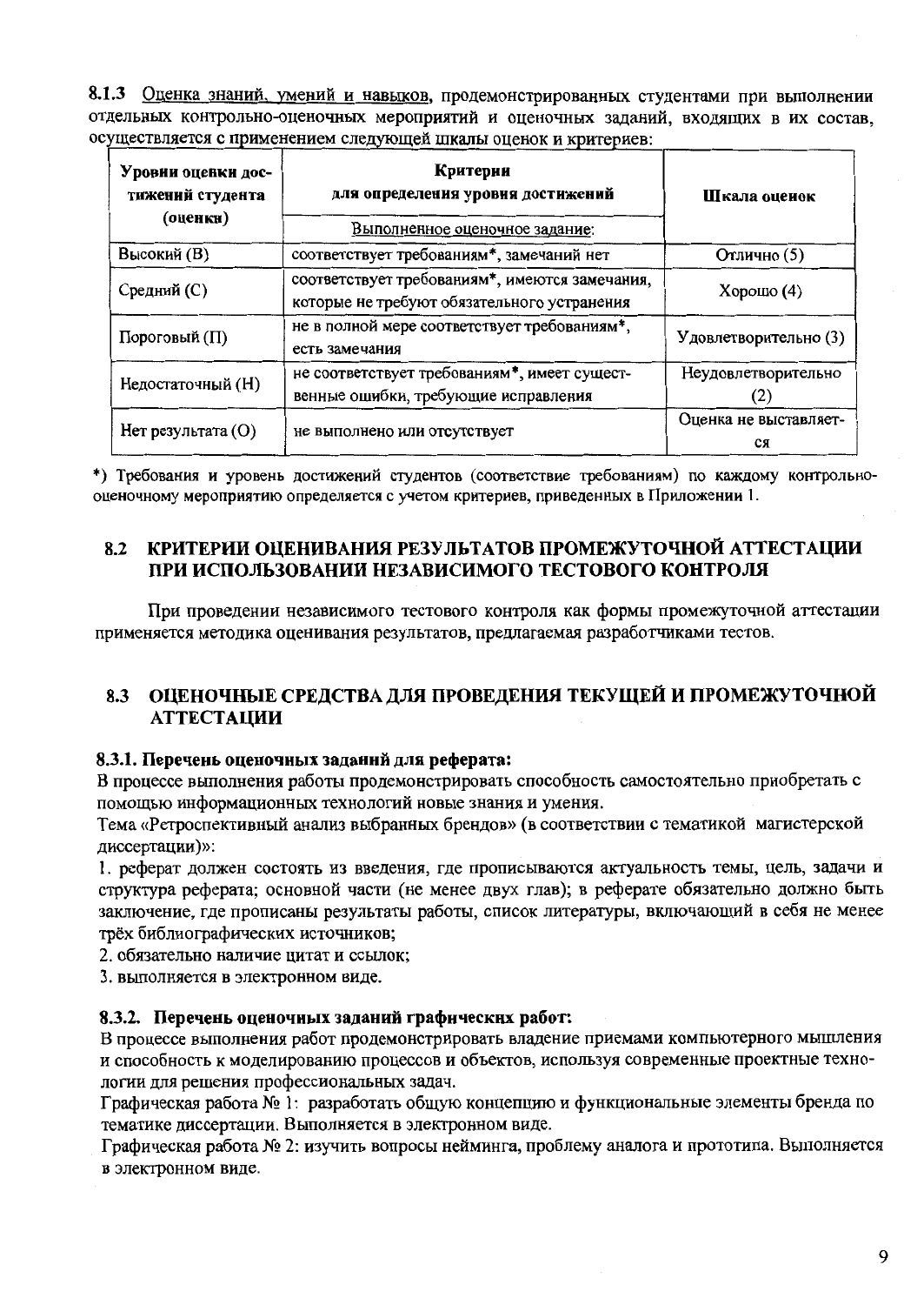**8.1.3** Оценка знаний, умений и навыков, продемонстрированных студентами при выполнении отдельных контрольно-оценочных мероприятий и оценочных заданий, входящих в их состав, осуществляется с применением следующей шкалы оценок и критериев:

| Уровни оценки достижений студента (оценка) | Критерии для определения уровня достижений | Шкала оценок |
|---|---|---|
| | Выполненное оценочное задание: | |
| Высокий (В) | соответствует требованиям*, замечаний нет | Отлично (5) |
| Средний (С) | соответствует требованиям*, имеются замечания, которые не требуют обязательного устранения | Хорошо (4) |
| Пороговый (П) | не в полной мере соответствует требованиям*, есть замечания | Удовлетворительно (3) |
| Недостаточный (Н) | не соответствует требованиям*, имеет существенные ошибки, требующие исправления | Неудовлетворительно (2) |
| Нет результата (О) | не выполнено или отсутствует | Оценка не выставляется |

*) Требования и уровень достижений студентов (соответствие требованиям) по каждому контрольно-оценочному мероприятию определяется с учетом критериев, приведенных в Приложении 1.

## 8.2 КРИТЕРИИ ОЦЕНИВАНИЯ РЕЗУЛЬТАТОВ ПРОМЕЖУТОЧНОЙ АТТЕСТАЦИИ ПРИ ИСПОЛЬЗОВАНИИ НЕЗАВИСИМОГО ТЕСТОВОГО КОНТРОЛЯ

При проведении независимого тестового контроля как формы промежуточной аттестации применяется методика оценивания результатов, предлагаемая разработчиками тестов.

## 8.3 ОЦЕНОЧНЫЕ СРЕДСТВА ДЛЯ ПРОВЕДЕНИЯ ТЕКУЩЕЙ И ПРОМЕЖУТОЧНОЙ АТТЕСТАЦИИ

### 8.3.1. Перечень оценочных заданий для реферата:

В процессе выполнения работы продемонстрировать способность самостоятельно приобретать с помощью информационных технологий новые знания и умения.

Тема «Ретроспективный анализ выбранных брендов» (в соответствии с тематикой магистерской диссертации)»:

1. реферат должен состоять из введения, где прописываются актуальность темы, цель, задачи и структура реферата; основной части (не менее двух глав); в реферате обязательно должно быть заключение, где прописаны результаты работы, список литературы, включающий в себя не менее трёх библиографических источников;
2. обязательно наличие цитат и ссылок;
3. выполняется в электронном виде.

### 8.3.2. Перечень оценочных заданий графических работ:

В процессе выполнения работ продемонстрировать владение приемами компьютерного мышления и способность к моделированию процессов и объектов, используя современные проектные технологии для решения профессиональных задач.

Графическая работа № 1: разработать общую концепцию и функциональные элементы бренда по тематике диссертации. Выполняется в электронном виде.

Графическая работа № 2: изучить вопросы нейминга, проблему аналога и прототипа. Выполняется в электронном виде.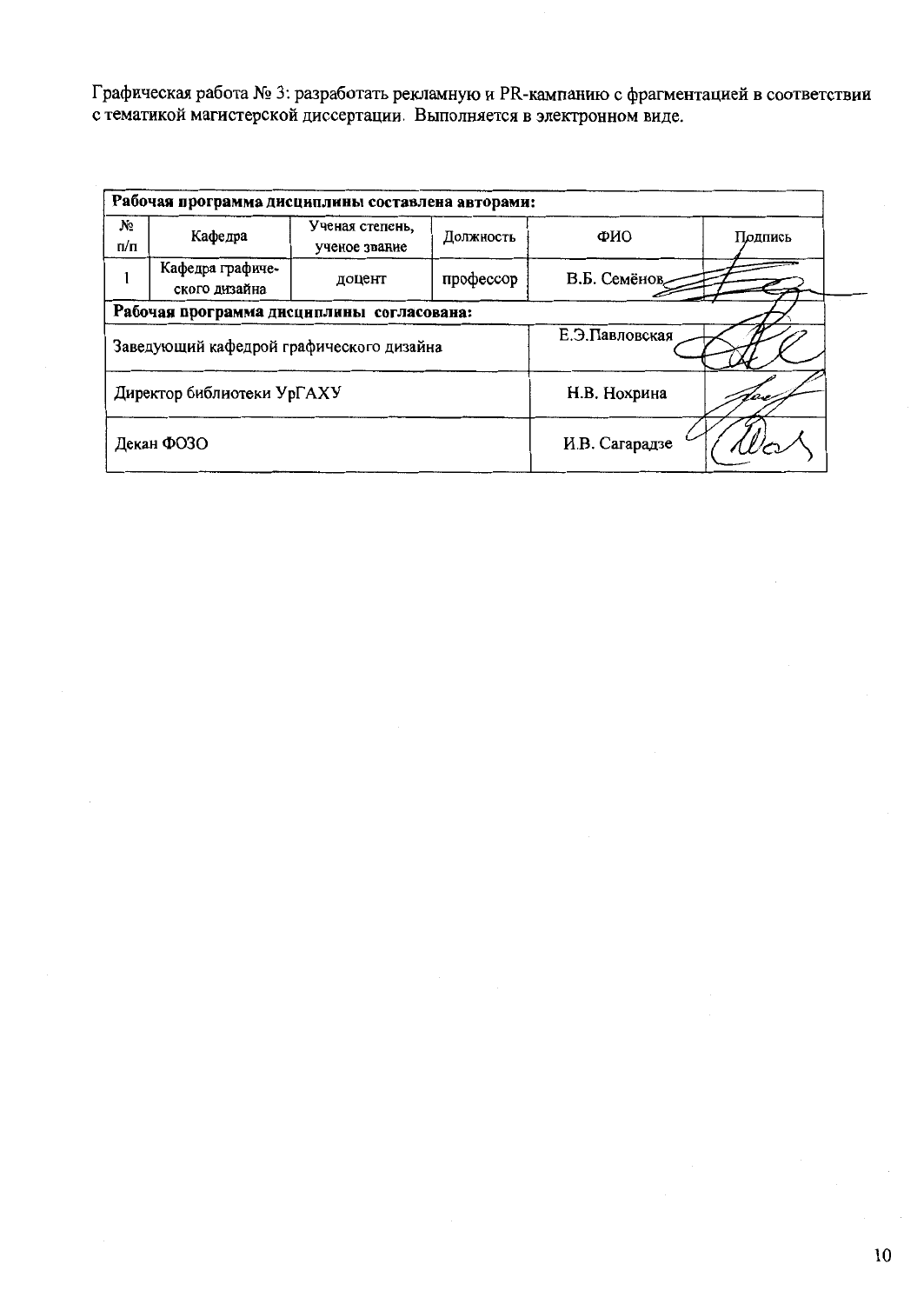Графическая работа № 3: разработать рекламную и PR-кампанию с фрагментацией в соответствии с тематикой магистерской диссертации. Выполняется в электронном виде.

| **Рабочая программа дисциплины составлена авторами:** | | | | | |
|---|---|---|---|---|---|
| № п/п | Кафедра | Ученая степень, ученое звание | Должность | ФИО | Подпись |
| 1 | Кафедра графического дизайна | доцент | профессор | В.Б. Семёнов | |
| **Рабочая программа дисциплины согласована:** | | | | | |
| Заведующий кафедрой графического дизайна | | | | Е.Э.Павловская | |
| Директор библиотеки УрГАХУ | | | | Н.В. Нохрина | |
| Декан ФОЗО | | | | И.В. Сагарадзе | |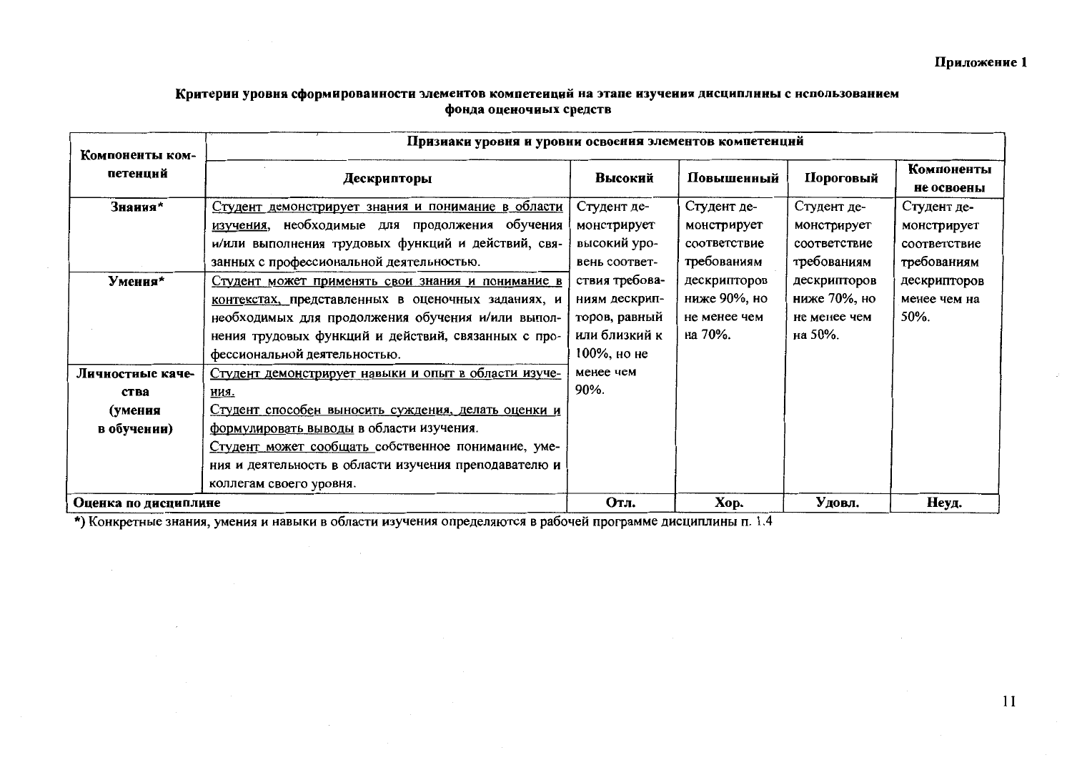**Приложение 1**

**Критерии уровня сформированности элементов компетенций на этапе изучения дисциплины с использованием фонда оценочных средств**

| Компоненты компетенций | Признаки уровня и уровни освоения элементов компетенций | | | | |
|---|---|---|---|---|---|
| | Дескрипторы | Высокий | Повышенный | Пороговый | Компоненты не освоены |
| Знания* | Студент демонстрирует знания и понимание в области изучения, необходимые для продолжения обучения и/или выполнения трудовых функций и действий, связанных с профессиональной деятельностью. | Студент демонстрирует высокий уровень соответствия требованиям дескрипторов, равный или близкий к 100%, но не менее чем 90%. | Студент демонстрирует соответствие требованиям дескрипторов ниже 90%, но не менее чем на 70%. | Студент демонстрирует соответствие требованиям дескрипторов ниже 70%, но не менее чем на 50%. | Студент демонстрирует соответствие требованиям дескрипторов менее чем на 50%. |
| Умения* | Студент может применять свои знания и понимание в контекстах, представленных в оценочных заданиях, и необходимых для продолжения обучения и/или выполнения трудовых функций и действий, связанных с профессиональной деятельностью. | | | | |
| Личностные качества (умения в обучении) | Студент демонстрирует навыки и опыт в области изучения. Студент способен выносить суждения, делать оценки и формулировать выводы в области изучения. Студент может сообщать собственное понимание, умения и деятельность в области изучения преподавателю и коллегам своего уровня. | | | | |
| **Оценка по дисциплине** | | **Отл.** | **Хор.** | **Удовл.** | **Неуд.** |

*) Конкретные знания, умения и навыки в области изучения определяются в рабочей программе дисциплины п. 1.4